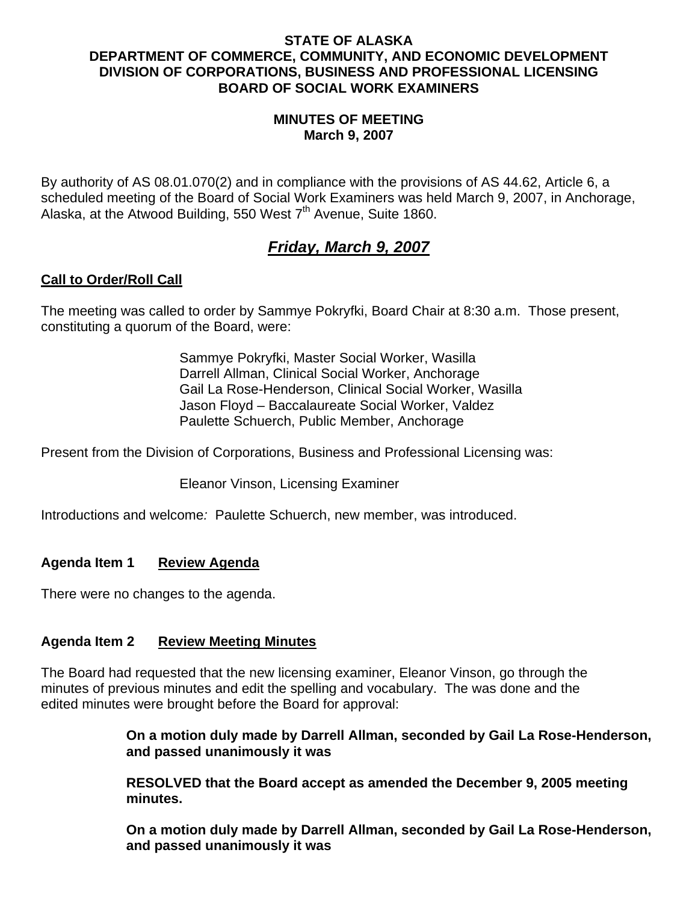**STATE OF ALASKA**
**DEPARTMENT OF COMMERCE, COMMUNITY, AND ECONOMIC DEVELOPMENT**
**DIVISION OF CORPORATIONS, BUSINESS AND PROFESSIONAL LICENSING**
**BOARD OF SOCIAL WORK EXAMINERS**

**MINUTES OF MEETING**
**March 9, 2007**

By authority of AS 08.01.070(2) and in compliance with the provisions of AS 44.62, Article 6, a scheduled meeting of the Board of Social Work Examiners was held March 9, 2007, in Anchorage, Alaska, at the Atwood Building, 550 West 7th Avenue, Suite 1860.

## ***Friday, March 9, 2007***

### Call to Order/Roll Call

The meeting was called to order by Sammye Pokryfki, Board Chair at 8:30 a.m. Those present, constituting a quorum of the Board, were:

Sammye Pokryfki, Master Social Worker, Wasilla
Darrell Allman, Clinical Social Worker, Anchorage
Gail La Rose-Henderson, Clinical Social Worker, Wasilla
Jason Floyd – Baccalaureate Social Worker, Valdez
Paulette Schuerch, Public Member, Anchorage

Present from the Division of Corporations, Business and Professional Licensing was:

Eleanor Vinson, Licensing Examiner

Introductions and welcome*:* Paulette Schuerch, new member, was introduced.

### Agenda Item 1 Review Agenda

There were no changes to the agenda.

### Agenda Item 2 Review Meeting Minutes

The Board had requested that the new licensing examiner, Eleanor Vinson, go through the minutes of previous minutes and edit the spelling and vocabulary. The was done and the edited minutes were brought before the Board for approval:

**On a motion duly made by Darrell Allman, seconded by Gail La Rose-Henderson, and passed unanimously it was**

**RESOLVED that the Board accept as amended the December 9, 2005 meeting minutes.**

**On a motion duly made by Darrell Allman, seconded by Gail La Rose-Henderson, and passed unanimously it was**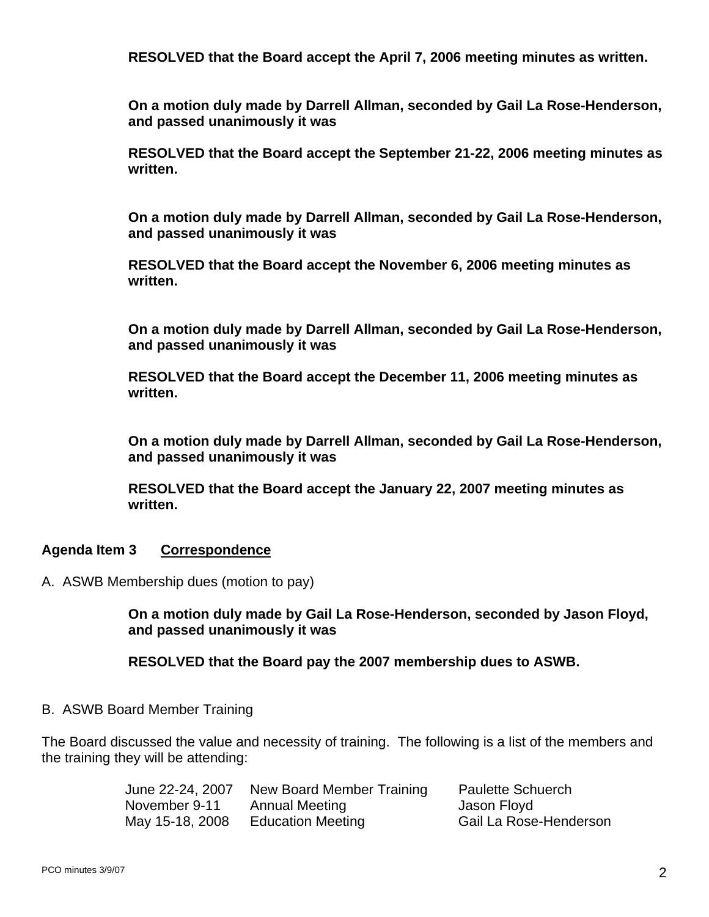**RESOLVED that the Board accept the April 7, 2006 meeting minutes as written.**

**On a motion duly made by Darrell Allman, seconded by Gail La Rose-Henderson, and passed unanimously it was**

**RESOLVED that the Board accept the September 21-22, 2006 meeting minutes as written.**

**On a motion duly made by Darrell Allman, seconded by Gail La Rose-Henderson, and passed unanimously it was**

**RESOLVED that the Board accept the November 6, 2006 meeting minutes as written.**

**On a motion duly made by Darrell Allman, seconded by Gail La Rose-Henderson, and passed unanimously it was**

**RESOLVED that the Board accept the December 11, 2006 meeting minutes as written.**

**On a motion duly made by Darrell Allman, seconded by Gail La Rose-Henderson, and passed unanimously it was**

**RESOLVED that the Board accept the January 22, 2007 meeting minutes as written.**

**Agenda Item 3** <u>**Correspondence**</u>

A. ASWB Membership dues (motion to pay)

**On a motion duly made by Gail La Rose-Henderson, seconded by Jason Floyd, and passed unanimously it was**

**RESOLVED that the Board pay the 2007 membership dues to ASWB.**

B. ASWB Board Member Training

The Board discussed the value and necessity of training. The following is a list of the members and the training they will be attending:

| | | |
|---|---|---|
| June 22-24, 2007 | New Board Member Training | Paulette Schuerch |
| November 9-11 | Annual Meeting | Jason Floyd |
| May 15-18, 2008 | Education Meeting | Gail La Rose-Henderson |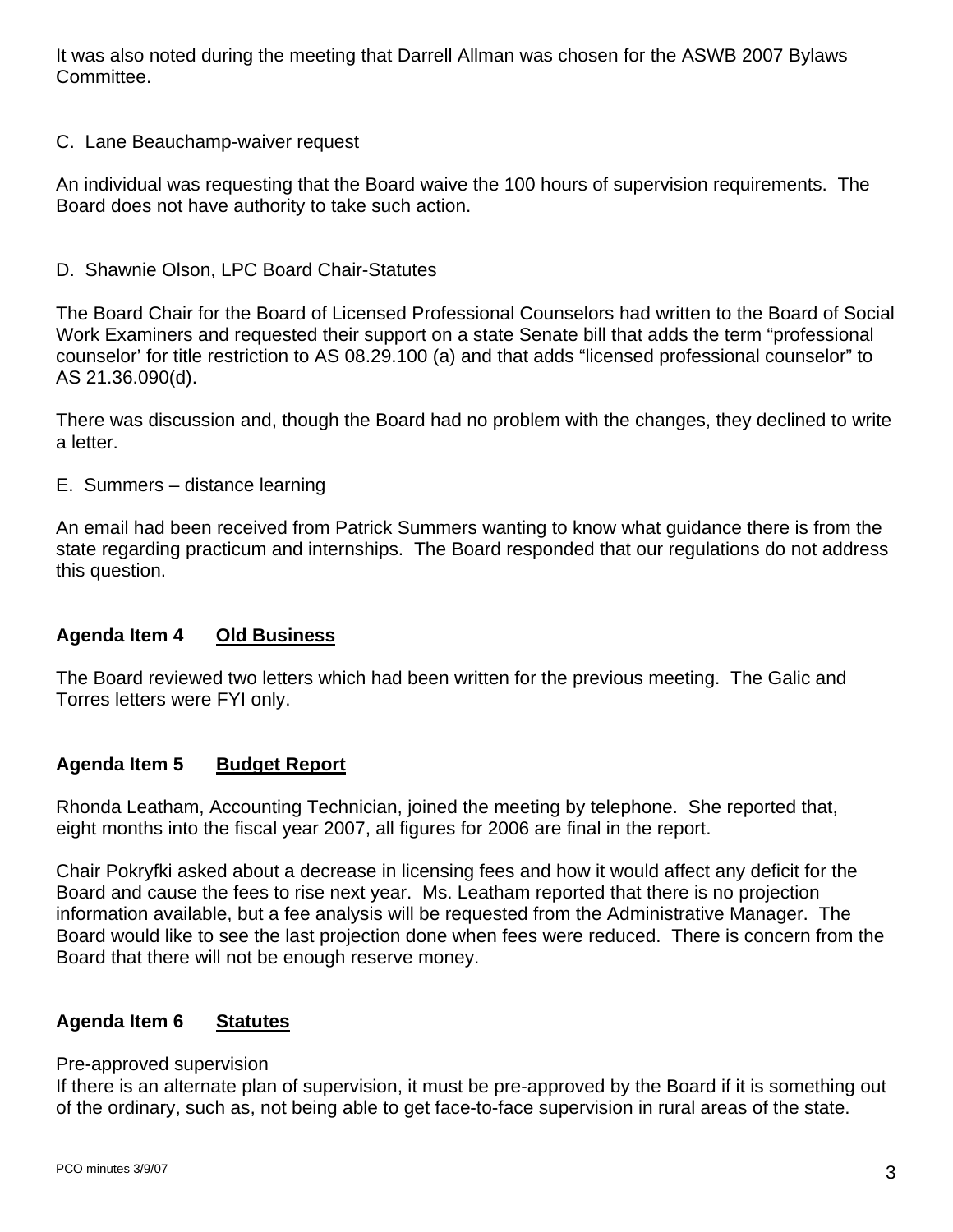It was also noted during the meeting that Darrell Allman was chosen for the ASWB 2007 Bylaws Committee.

C. Lane Beauchamp-waiver request

An individual was requesting that the Board waive the 100 hours of supervision requirements. The Board does not have authority to take such action.

D. Shawnie Olson, LPC Board Chair-Statutes

The Board Chair for the Board of Licensed Professional Counselors had written to the Board of Social Work Examiners and requested their support on a state Senate bill that adds the term "professional counselor' for title restriction to AS 08.29.100 (a) and that adds "licensed professional counselor" to AS 21.36.090(d).

There was discussion and, though the Board had no problem with the changes, they declined to write a letter.

E. Summers – distance learning

An email had been received from Patrick Summers wanting to know what guidance there is from the state regarding practicum and internships. The Board responded that our regulations do not address this question.

## Agenda Item 4 <u>Old Business</u>

The Board reviewed two letters which had been written for the previous meeting. The Galic and Torres letters were FYI only.

## Agenda Item 5 <u>Budget Report</u>

Rhonda Leatham, Accounting Technician, joined the meeting by telephone. She reported that, eight months into the fiscal year 2007, all figures for 2006 are final in the report.

Chair Pokryfki asked about a decrease in licensing fees and how it would affect any deficit for the Board and cause the fees to rise next year. Ms. Leatham reported that there is no projection information available, but a fee analysis will be requested from the Administrative Manager. The Board would like to see the last projection done when fees were reduced. There is concern from the Board that there will not be enough reserve money.

## Agenda Item 6 <u>Statutes</u>

Pre-approved supervision
If there is an alternate plan of supervision, it must be pre-approved by the Board if it is something out of the ordinary, such as, not being able to get face-to-face supervision in rural areas of the state.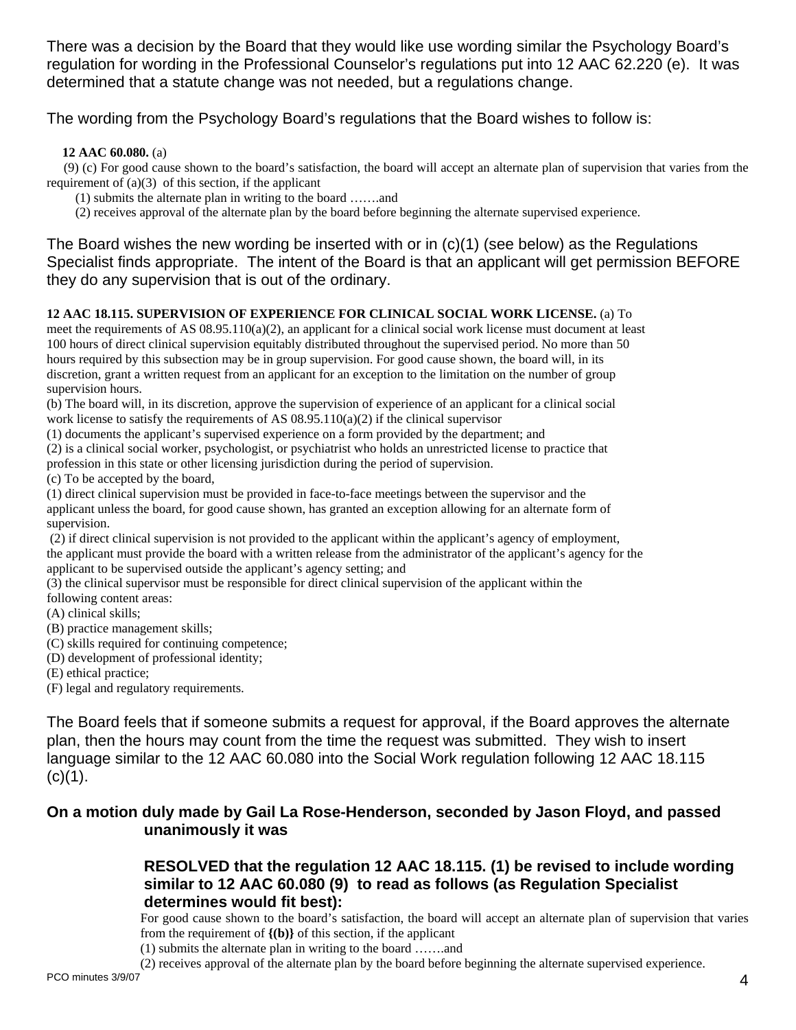There was a decision by the Board that they would like use wording similar the Psychology Board's regulation for wording in the Professional Counselor's regulations put into 12 AAC 62.220 (e). It was determined that a statute change was not needed, but a regulations change.

The wording from the Psychology Board's regulations that the Board wishes to follow is:

**12 AAC 60.080.** (a)

(9) (c) For good cause shown to the board's satisfaction, the board will accept an alternate plan of supervision that varies from the requirement of (a)(3) of this section, if the applicant

(1) submits the alternate plan in writing to the board …….and

(2) receives approval of the alternate plan by the board before beginning the alternate supervised experience.

The Board wishes the new wording be inserted with or in (c)(1) (see below) as the Regulations Specialist finds appropriate. The intent of the Board is that an applicant will get permission BEFORE they do any supervision that is out of the ordinary.

**12 AAC 18.115. SUPERVISION OF EXPERIENCE FOR CLINICAL SOCIAL WORK LICENSE.** (a) To meet the requirements of AS 08.95.110(a)(2), an applicant for a clinical social work license must document at least 100 hours of direct clinical supervision equitably distributed throughout the supervised period. No more than 50 hours required by this subsection may be in group supervision. For good cause shown, the board will, in its discretion, grant a written request from an applicant for an exception to the limitation on the number of group supervision hours.

(b) The board will, in its discretion, approve the supervision of experience of an applicant for a clinical social work license to satisfy the requirements of AS 08.95.110(a)(2) if the clinical supervisor

(1) documents the applicant's supervised experience on a form provided by the department; and

(2) is a clinical social worker, psychologist, or psychiatrist who holds an unrestricted license to practice that profession in this state or other licensing jurisdiction during the period of supervision.

(c) To be accepted by the board,

(1) direct clinical supervision must be provided in face-to-face meetings between the supervisor and the applicant unless the board, for good cause shown, has granted an exception allowing for an alternate form of supervision.

(2) if direct clinical supervision is not provided to the applicant within the applicant's agency of employment, the applicant must provide the board with a written release from the administrator of the applicant's agency for the applicant to be supervised outside the applicant's agency setting; and

(3) the clinical supervisor must be responsible for direct clinical supervision of the applicant within the following content areas:

(A) clinical skills;

(B) practice management skills;

(C) skills required for continuing competence;

(D) development of professional identity;

(E) ethical practice;

(F) legal and regulatory requirements.

The Board feels that if someone submits a request for approval, if the Board approves the alternate plan, then the hours may count from the time the request was submitted. They wish to insert language similar to the 12 AAC 60.080 into the Social Work regulation following 12 AAC 18.115 (c)(1).

**On a motion duly made by Gail La Rose-Henderson, seconded by Jason Floyd, and passed unanimously it was**

**RESOLVED that the regulation 12 AAC 18.115. (1) be revised to include wording similar to 12 AAC 60.080 (9) to read as follows (as Regulation Specialist determines would fit best):**

For good cause shown to the board's satisfaction, the board will accept an alternate plan of supervision that varies from the requirement of **{(b)}** of this section, if the applicant

(1) submits the alternate plan in writing to the board …….and

(2) receives approval of the alternate plan by the board before beginning the alternate supervised experience.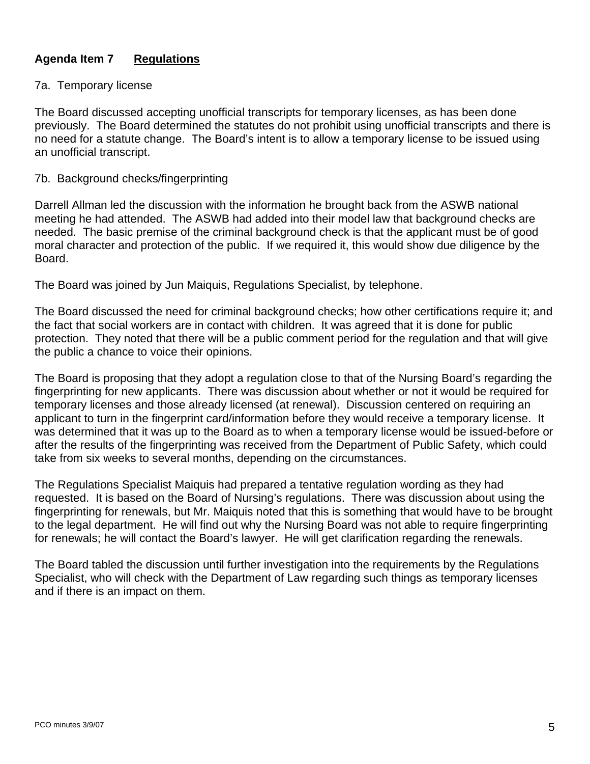**Agenda Item 7 <u>Regulations</u>**

7a. Temporary license

The Board discussed accepting unofficial transcripts for temporary licenses, as has been done previously. The Board determined the statutes do not prohibit using unofficial transcripts and there is no need for a statute change. The Board's intent is to allow a temporary license to be issued using an unofficial transcript.

7b. Background checks/fingerprinting

Darrell Allman led the discussion with the information he brought back from the ASWB national meeting he had attended. The ASWB had added into their model law that background checks are needed. The basic premise of the criminal background check is that the applicant must be of good moral character and protection of the public. If we required it, this would show due diligence by the Board.

The Board was joined by Jun Maiquis, Regulations Specialist, by telephone.

The Board discussed the need for criminal background checks; how other certifications require it; and the fact that social workers are in contact with children. It was agreed that it is done for public protection. They noted that there will be a public comment period for the regulation and that will give the public a chance to voice their opinions.

The Board is proposing that they adopt a regulation close to that of the Nursing Board's regarding the fingerprinting for new applicants. There was discussion about whether or not it would be required for temporary licenses and those already licensed (at renewal). Discussion centered on requiring an applicant to turn in the fingerprint card/information before they would receive a temporary license. It was determined that it was up to the Board as to when a temporary license would be issued-before or after the results of the fingerprinting was received from the Department of Public Safety, which could take from six weeks to several months, depending on the circumstances.

The Regulations Specialist Maiquis had prepared a tentative regulation wording as they had requested. It is based on the Board of Nursing's regulations. There was discussion about using the fingerprinting for renewals, but Mr. Maiquis noted that this is something that would have to be brought to the legal department. He will find out why the Nursing Board was not able to require fingerprinting for renewals; he will contact the Board's lawyer. He will get clarification regarding the renewals.

The Board tabled the discussion until further investigation into the requirements by the Regulations Specialist, who will check with the Department of Law regarding such things as temporary licenses and if there is an impact on them.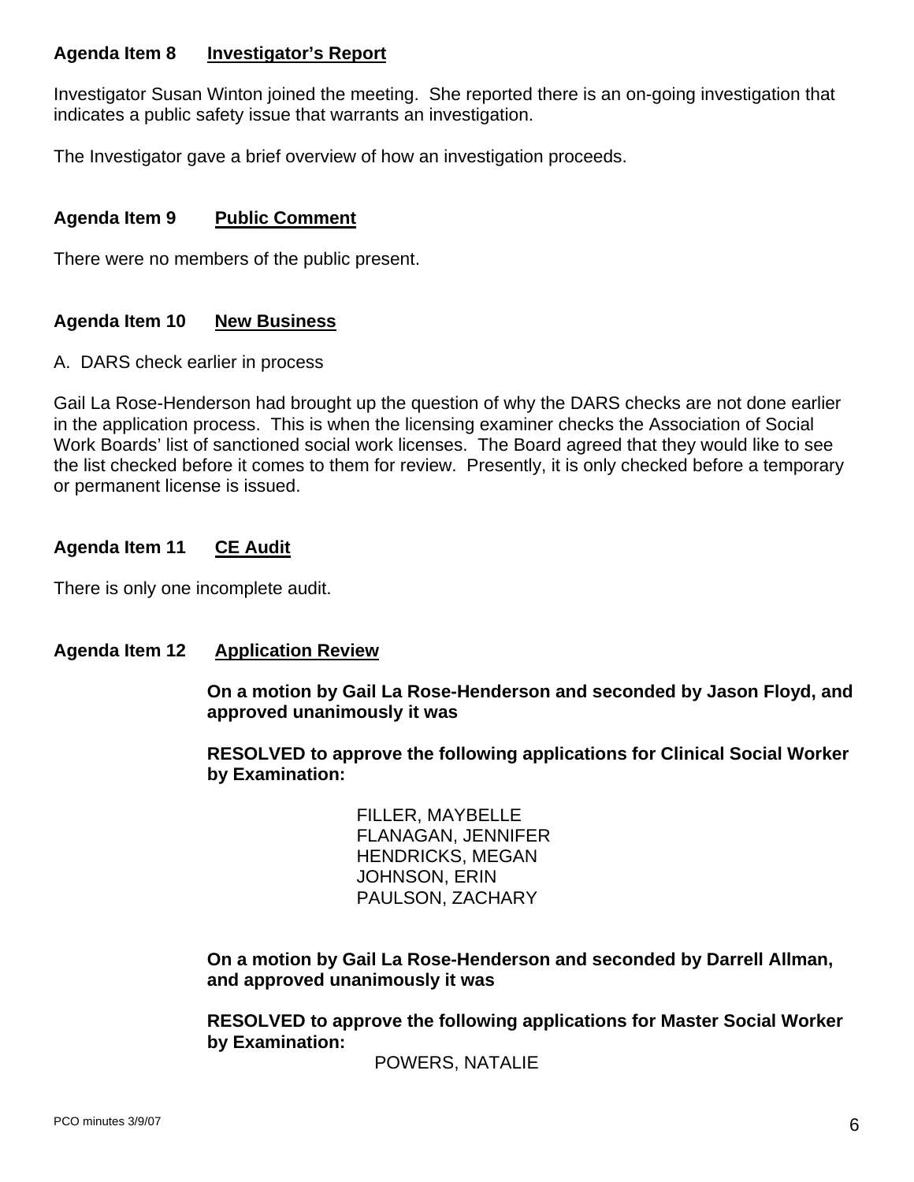**Agenda Item 8 Investigator's Report**

Investigator Susan Winton joined the meeting. She reported there is an on-going investigation that indicates a public safety issue that warrants an investigation.

The Investigator gave a brief overview of how an investigation proceeds.

**Agenda Item 9 Public Comment**

There were no members of the public present.

**Agenda Item 10 New Business**

A. DARS check earlier in process

Gail La Rose-Henderson had brought up the question of why the DARS checks are not done earlier in the application process. This is when the licensing examiner checks the Association of Social Work Boards' list of sanctioned social work licenses. The Board agreed that they would like to see the list checked before it comes to them for review. Presently, it is only checked before a temporary or permanent license is issued.

**Agenda Item 11 CE Audit**

There is only one incomplete audit.

**Agenda Item 12 Application Review**

**On a motion by Gail La Rose-Henderson and seconded by Jason Floyd, and approved unanimously it was**

**RESOLVED to approve the following applications for Clinical Social Worker by Examination:**

FILLER, MAYBELLE
FLANAGAN, JENNIFER
HENDRICKS, MEGAN
JOHNSON, ERIN
PAULSON, ZACHARY

**On a motion by Gail La Rose-Henderson and seconded by Darrell Allman, and approved unanimously it was**

**RESOLVED to approve the following applications for Master Social Worker by Examination:**

POWERS, NATALIE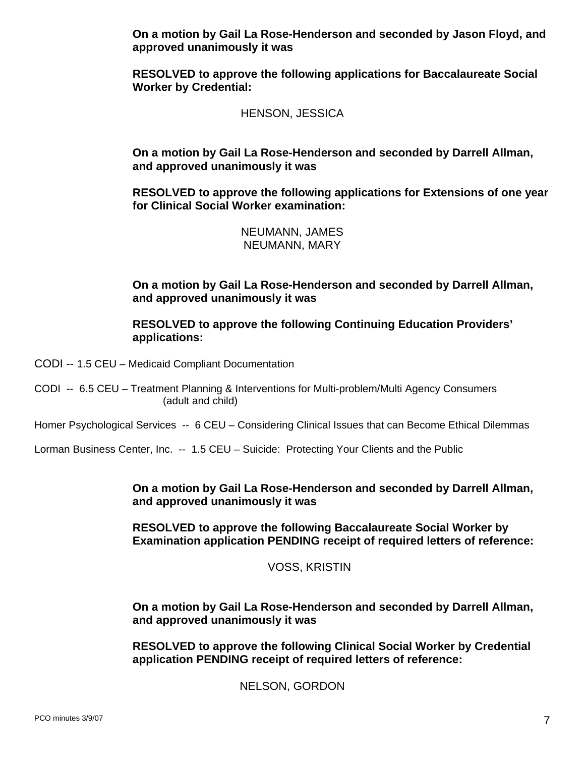**On a motion by Gail La Rose-Henderson and seconded by Jason Floyd, and approved unanimously it was**

**RESOLVED to approve the following applications for Baccalaureate Social Worker by Credential:**

HENSON, JESSICA

**On a motion by Gail La Rose-Henderson and seconded by Darrell Allman, and approved unanimously it was**

**RESOLVED to approve the following applications for Extensions of one year for Clinical Social Worker examination:**

NEUMANN, JAMES
NEUMANN, MARY

**On a motion by Gail La Rose-Henderson and seconded by Darrell Allman, and approved unanimously it was**

**RESOLVED to approve the following Continuing Education Providers' applications:**

CODI -- 1.5 CEU – Medicaid Compliant Documentation

CODI -- 6.5 CEU – Treatment Planning & Interventions for Multi-problem/Multi Agency Consumers (adult and child)

Homer Psychological Services -- 6 CEU – Considering Clinical Issues that can Become Ethical Dilemmas

Lorman Business Center, Inc. -- 1.5 CEU – Suicide: Protecting Your Clients and the Public

**On a motion by Gail La Rose-Henderson and seconded by Darrell Allman, and approved unanimously it was**

**RESOLVED to approve the following Baccalaureate Social Worker by Examination application PENDING receipt of required letters of reference:**

VOSS, KRISTIN

**On a motion by Gail La Rose-Henderson and seconded by Darrell Allman, and approved unanimously it was**

**RESOLVED to approve the following Clinical Social Worker by Credential application PENDING receipt of required letters of reference:**

NELSON, GORDON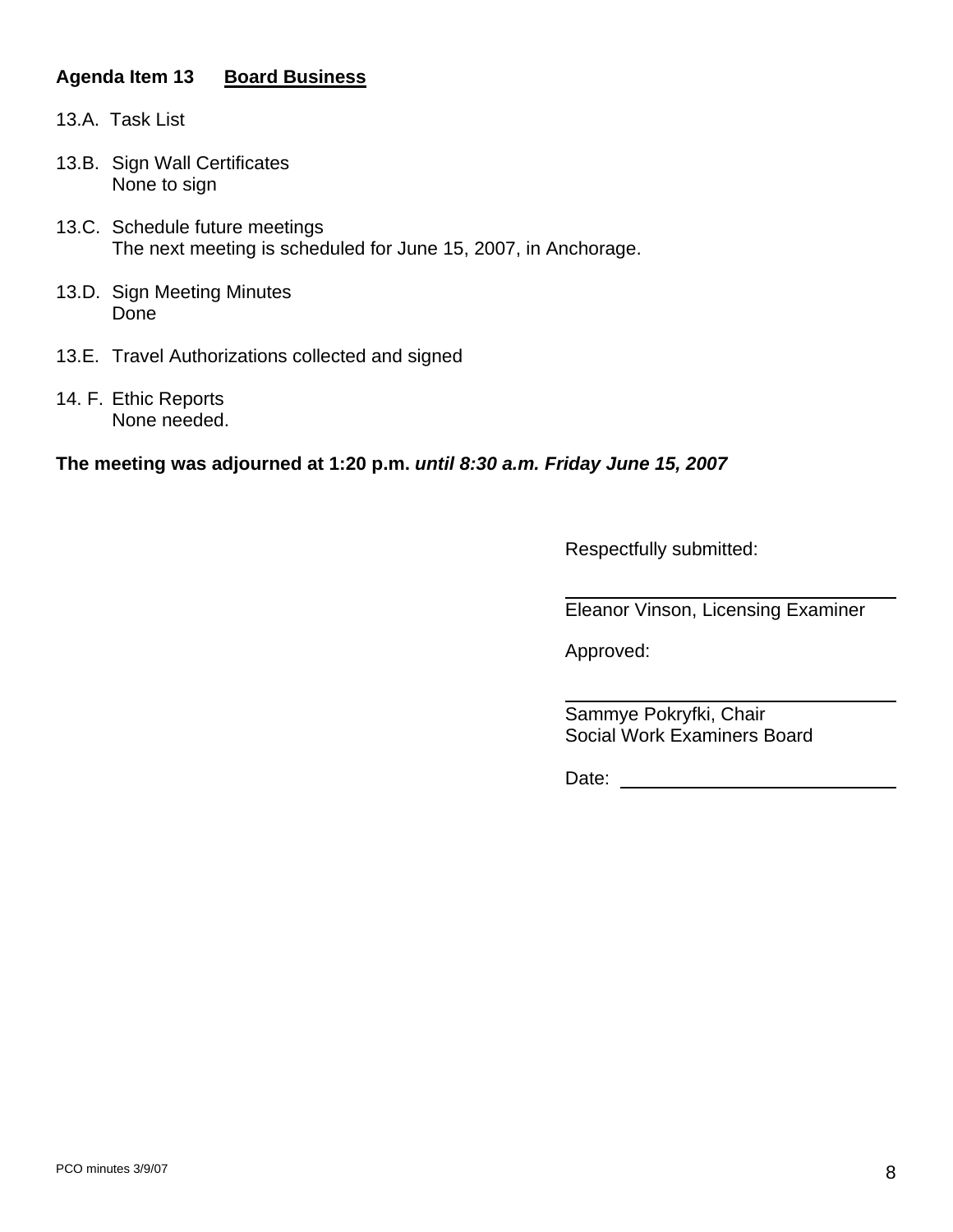**Agenda Item 13** **Board Business**

13.A. Task List

13.B. Sign Wall Certificates
None to sign

13.C. Schedule future meetings
The next meeting is scheduled for June 15, 2007, in Anchorage.

13.D. Sign Meeting Minutes
Done

13.E. Travel Authorizations collected and signed

14. F. Ethic Reports
None needed.

**The meeting was adjourned at 1:20 p.m.** ***until 8:30 a.m. Friday June 15, 2007***

Respectfully submitted:

______________________________
Eleanor Vinson, Licensing Examiner

Approved:

______________________________
Sammye Pokryfki, Chair
Social Work Examiners Board

Date: ______________________